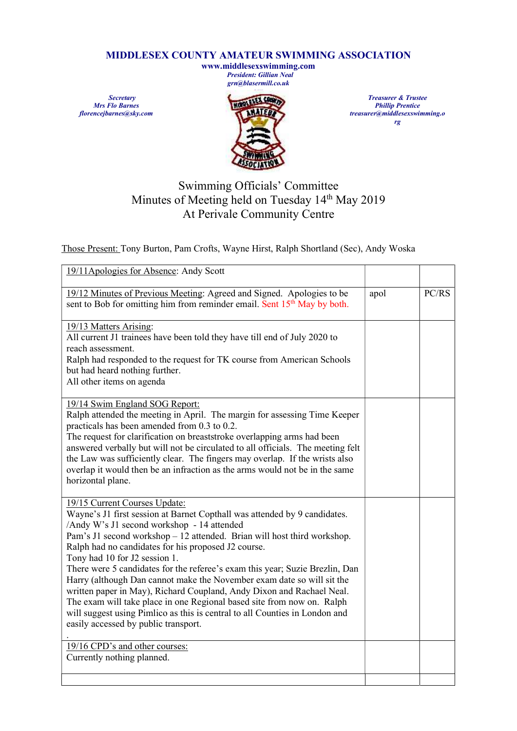# MIDDLESEX COUNTY AMATEUR SWIMMING ASSOCIATION

**www.middlesexswimming.com**

*President: Gillian Neal*
*grn@blasermill.co.uk*

*Secretary*
*Mrs Flo Barnes*
*florencejbarnes@sky.com*

*Treasurer & Trustee*
*Phillip Prentice*
*treasurer@middlesexswimming.org*

## Swimming Officials' Committee
## Minutes of Meeting held on Tuesday 14th May 2019
## At Perivale Community Centre

Those Present: Tony Burton, Pam Crofts, Wayne Hirst, Ralph Shortland (Sec), Andy Woska

| | | |
|---|---|---|
| 19/11 Apologies for Absence: Andy Scott | | |
| 19/12 Minutes of Previous Meeting: Agreed and Signed. Apologies to be sent to Bob for omitting him from reminder email. Sent 15th May by both. | apol | PC/RS |
| 19/13 Matters Arising:<br>All current J1 trainees have been told they have till end of July 2020 to reach assessment.<br>Ralph had responded to the request for TK course from American Schools but had heard nothing further.<br>All other items on agenda | | |
| 19/14 Swim England SOG Report:<br>Ralph attended the meeting in April. The margin for assessing Time Keeper practicals has been amended from 0.3 to 0.2.<br>The request for clarification on breaststroke overlapping arms had been answered verbally but will not be circulated to all officials. The meeting felt the Law was sufficiently clear. The fingers may overlap. If the wrists also overlap it would then be an infraction as the arms would not be in the same horizontal plane. | | |
| 19/15 Current Courses Update:<br>Wayne's J1 first session at Barnet Copthall was attended by 9 candidates.<br>/Andy W's J1 second workshop - 14 attended<br>Pam's J1 second workshop – 12 attended. Brian will host third workshop.<br>Ralph had no candidates for his proposed J2 course.<br>Tony had 10 for J2 session 1.<br>There were 5 candidates for the referee's exam this year; Suzie Brezlin, Dan Harry (although Dan cannot make the November exam date so will sit the written paper in May), Richard Coupland, Andy Dixon and Rachael Neal.<br>The exam will take place in one Regional based site from now on. Ralph will suggest using Pimlico as this is central to all Counties in London and easily accessed by public transport.<br>. | | |
| 19/16 CPD's and other courses:<br>Currently nothing planned. | | |
| | | |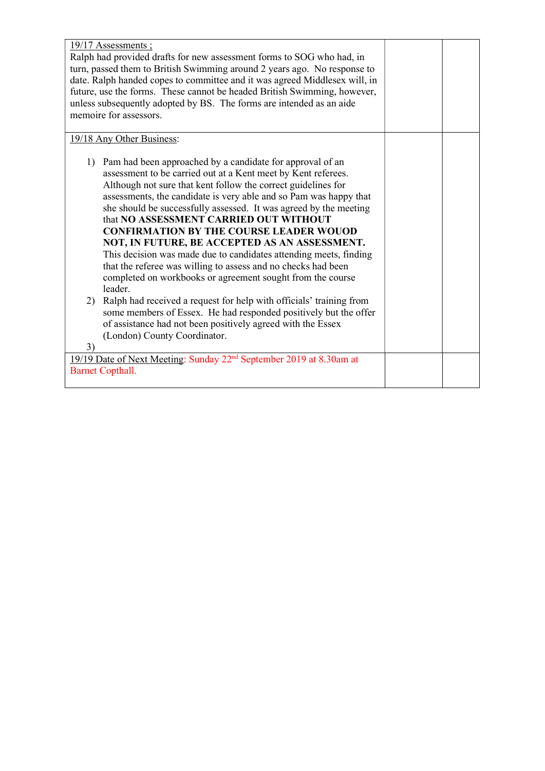| | | |
|---|---|---|
| <u>19/17 Assessments ;</u><br>Ralph had provided drafts for new assessment forms to SOG who had, in turn, passed them to British Swimming around 2 years ago. No response to date. Ralph handed copes to committee and it was agreed Middlesex will, in future, use the forms. These cannot be headed British Swimming, however, unless subsequently adopted by BS. The forms are intended as an aide memoire for assessors. | | |
| <u>19/18 Any Other Business</u>:<br><br>1) Pam had been approached by a candidate for approval of an assessment to be carried out at a Kent meet by Kent referees. Although not sure that kent follow the correct guidelines for assessments, the candidate is very able and so Pam was happy that she should be successfully assessed. It was agreed by the meeting that **NO ASSESSMENT CARRIED OUT WITHOUT CONFIRMATION BY THE COURSE LEADER WOUOD NOT, IN FUTURE, BE ACCEPTED AS AN ASSESSMENT.** This decision was made due to candidates attending meets, finding that the referee was willing to assess and no checks had been completed on workbooks or agreement sought from the course leader.<br>2) Ralph had received a request for help with officials' training from some members of Essex. He had responded positively but the offer of assistance had not been positively agreed with the Essex (London) County Coordinator.<br>3) | | |
| <u>19/19 Date of Next Meeting</u>: Sunday 22nd September 2019 at 8.30am at Barnet Copthall. | | |